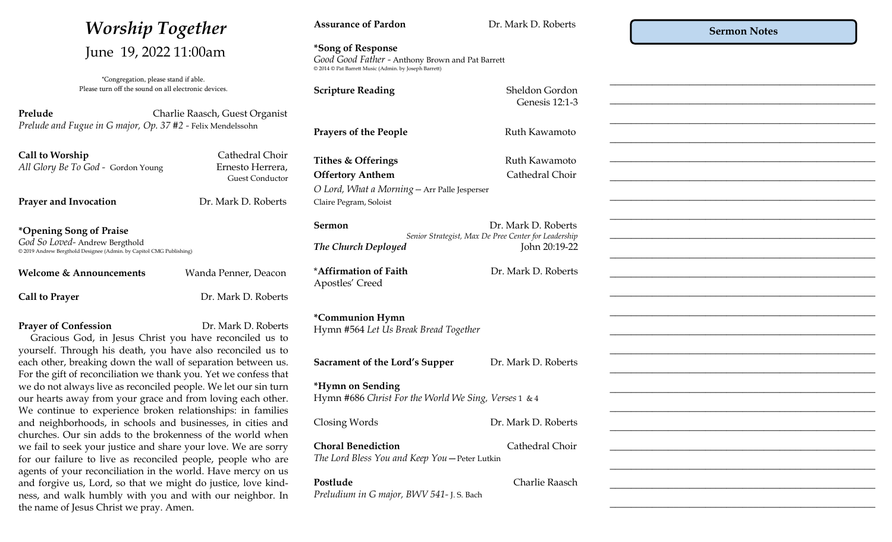# *Worship Together*

June 19, 2022 11:00am

*Congregation, please stand if able.
Please turn off the sound on all electronic devices.

**Prelude** Charlie Raasch, Guest Organist
*Prelude and Fugue in G major, Op. 37 #2* - Felix Mendelssohn

**Call to Worship** Cathedral Choir
*All Glory Be To God* - Gordon Young Ernesto Herrera, Guest Conductor

**Prayer and Invocation** Dr. Mark D. Roberts

**\*Opening Song of Praise**
*God So Loved*- Andrew Bergthold
© 2019 Andrew Bergthold Designee (Admin. by Capitol CMG Publishing)

**Welcome & Announcements** Wanda Penner, Deacon

**Call to Prayer** Dr. Mark D. Roberts

**Prayer of Confession** Dr. Mark D. Roberts

Gracious God, in Jesus Christ you have reconciled us to yourself. Through his death, you have also reconciled us to each other, breaking down the wall of separation between us. For the gift of reconciliation we thank you. Yet we confess that we do not always live as reconciled people. We let our sin turn our hearts away from your grace and from loving each other. We continue to experience broken relationships: in families and neighborhoods, in schools and businesses, in cities and churches. Our sin adds to the brokenness of the world when we fail to seek your justice and share your love. We are sorry for our failure to live as reconciled people, people who are agents of your reconciliation in the world. Have mercy on us and forgive us, Lord, so that we might do justice, love kindness, and walk humbly with you and with our neighbor. In the name of Jesus Christ we pray. Amen.

**Assurance of Pardon** Dr. Mark D. Roberts

**\*Song of Response**
*Good Good Father* - Anthony Brown and Pat Barrett
© 2014 © Pat Barrett Music (Admin. by Joseph Barrett)

**Scripture Reading** Sheldon Gordon
Genesis 12:1-3

**Prayers of the People** Ruth Kawamoto

**Tithes & Offerings** Ruth Kawamoto

**Offertory Anthem** Cathedral Choir
*O Lord, What a Morning* — Arr Palle Jesperser
Claire Pegram, Soloist

**Sermon** Dr. Mark D. Roberts
*Senior Strategist, Max De Pree Center for Leadership*
***The Church Deployed*** John 20:19-22

**\*Affirmation of Faith** Dr. Mark D. Roberts
Apostles' Creed

**\*Communion Hymn**
Hymn #564 *Let Us Break Bread Together*

**Sacrament of the Lord's Supper** Dr. Mark D. Roberts

**\*Hymn on Sending**
Hymn #686 *Christ For the World We Sing, Verses* 1 & 4

Closing Words Dr. Mark D. Roberts

**Choral Benediction** Cathedral Choir
*The Lord Bless You and Keep You* — Peter Lutkin

**Postlude** Charlie Raasch
*Preludium in G major, BWV 541*- J. S. Bach

**Sermon Notes**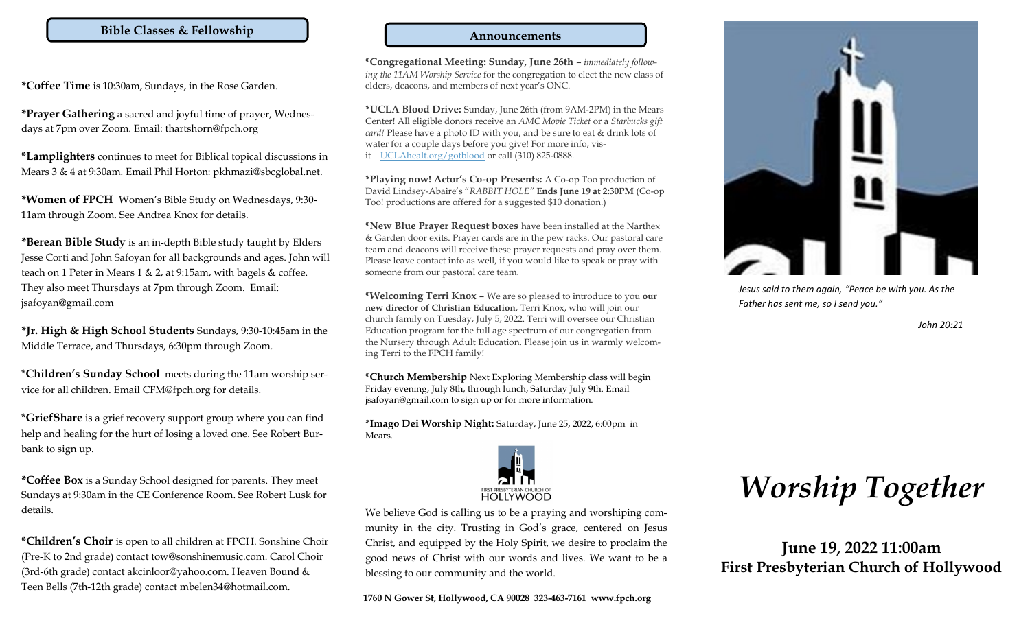## Bible Classes & Fellowship

***Coffee Time** is 10:30am, Sundays, in the Rose Garden.

***Prayer Gathering** a sacred and joyful time of prayer, Wednesdays at 7pm over Zoom. Email: thartshorn@fpch.org

***Lamplighters** continues to meet for Biblical topical discussions in Mears 3 & 4 at 9:30am. Email Phil Horton: pkhmazi@sbcglobal.net.

***Women of FPCH** Women's Bible Study on Wednesdays, 9:30-11am through Zoom. See Andrea Knox for details.

***Berean Bible Study** is an in-depth Bible study taught by Elders Jesse Corti and John Safoyan for all backgrounds and ages. John will teach on 1 Peter in Mears 1 & 2, at 9:15am, with bagels & coffee. They also meet Thursdays at 7pm through Zoom. Email: jsafoyan@gmail.com

***Jr. High & High School Students** Sundays, 9:30-10:45am in the Middle Terrace, and Thursdays, 6:30pm through Zoom.

***Children's Sunday School** meets during the 11am worship service for all children. Email CFM@fpch.org for details.

***GriefShare** is a grief recovery support group where you can find help and healing for the hurt of losing a loved one. See Robert Burbank to sign up.

***Coffee Box** is a Sunday School designed for parents. They meet Sundays at 9:30am in the CE Conference Room. See Robert Lusk for details.

***Children's Choir** is open to all children at FPCH. Sonshine Choir (Pre-K to 2nd grade) contact tow@sonshinemusic.com. Carol Choir (3rd-6th grade) contact akcinloor@yahoo.com. Heaven Bound & Teen Bells (7th-12th grade) contact mbelen34@hotmail.com.

## Announcements

***Congregational Meeting: Sunday, June 26th** – *immediately following the 11AM Worship Service* for the congregation to elect the new class of elders, deacons, and members of next year's ONC.

***UCLA Blood Drive:** Sunday, June 26th (from 9AM-2PM) in the Mears Center! All eligible donors receive an *AMC Movie Ticket* or a *Starbucks gift card!* Please have a photo ID with you, and be sure to eat & drink lots of water for a couple days before you give! For more info, visit UCLAhealt.org/gotblood or call (310) 825-0888.

***Playing now! Actor's Co-op Presents:** A Co-op Too production of David Lindsey-Abaire's "*RABBIT HOLE*" **Ends June 19 at 2:30PM** (Co-op Too! productions are offered for a suggested $10 donation.)

***New Blue Prayer Request boxes** have been installed at the Narthex & Garden door exits. Prayer cards are in the pew racks. Our pastoral care team and deacons will receive these prayer requests and pray over them. Please leave contact info as well, if you would like to speak or pray with someone from our pastoral care team.

***Welcoming Terri Knox** – We are so pleased to introduce to you **our new director of Christian Education**, Terri Knox, who will join our church family on Tuesday, July 5, 2022. Terri will oversee our Christian Education program for the full age spectrum of our congregation from the Nursery through Adult Education. Please join us in warmly welcoming Terri to the FPCH family!

***Church Membership** Next Exploring Membership class will begin Friday evening, July 8th, through lunch, Saturday July 9th. Email jsafoyan@gmail.com to sign up or for more information.

***Imago Dei Worship Night:** Saturday, June 25, 2022, 6:00pm in Mears.

FIRST PRESBYTERIAN CHURCH OF HOLLYWOOD

We believe God is calling us to be a praying and worshiping community in the city. Trusting in God's grace, centered on Jesus Christ, and equipped by the Holy Spirit, we desire to proclaim the good news of Christ with our words and lives. We want to be a blessing to our community and the world.

**1760 N Gower St, Hollywood, CA 90028 323-463-7161 www.fpch.org**

*Jesus said to them again, "Peace be with you. As the Father has sent me, so I send you."*

*John 20:21*

# *Worship Together*

**June 19, 2022 11:00am**
**First Presbyterian Church of Hollywood**